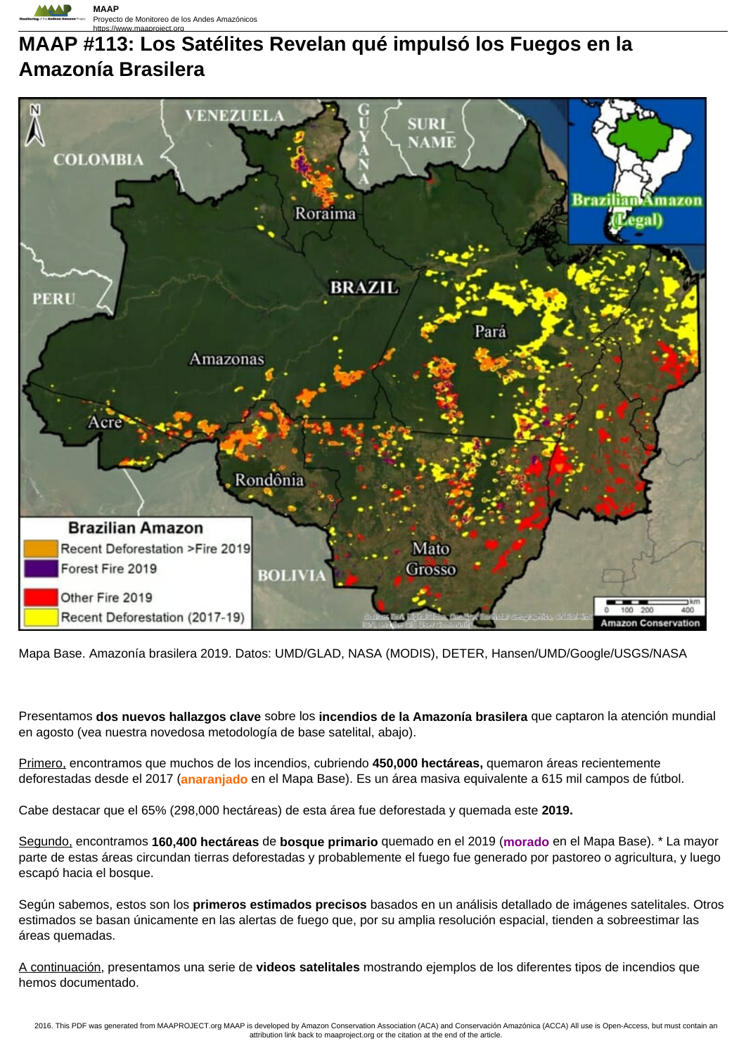# MAAP #113: Los Satélites Revelan qué impulsó los Fuegos en la Amazonía Brasilera

Mapa Base. Amazonía brasilera 2019. Datos: UMD/GLAD, NASA (MODIS), DETER, Hansen/UMD/Google/USGS/NASA

Presentamos **dos nuevos hallazgos clave** sobre los **incendios de la Amazonía brasilera** que captaron la atención mundial en agosto (vea nuestra novedosa metodología de base satelital, abajo).

Primero, encontramos que muchos de los incendios, cubriendo **450,000 hectáreas,** quemaron áreas recientemente deforestadas desde el 2017 (**anaranjado** en el Mapa Base). Es un área masiva equivalente a 615 mil campos de fútbol.

Cabe destacar que el 65% (298,000 hectáreas) de esta área fue deforestada y quemada este **2019.**

Segundo, encontramos **160,400 hectáreas** de **bosque primario** quemado en el 2019 (**morado** en el Mapa Base). * La mayor parte de estas áreas circundan tierras deforestadas y probablemente el fuego fue generado por pastoreo o agricultura, y luego escapó hacia el bosque.

Según sabemos, estos son los **primeros estimados precisos** basados en un análisis detallado de imágenes satelitales. Otros estimados se basan únicamente en las alertas de fuego que, por su amplia resolución espacial, tienden a sobreestimar las áreas quemadas.

A continuación, presentamos una serie de **videos satelitales** mostrando ejemplos de los diferentes tipos de incendios que hemos documentado.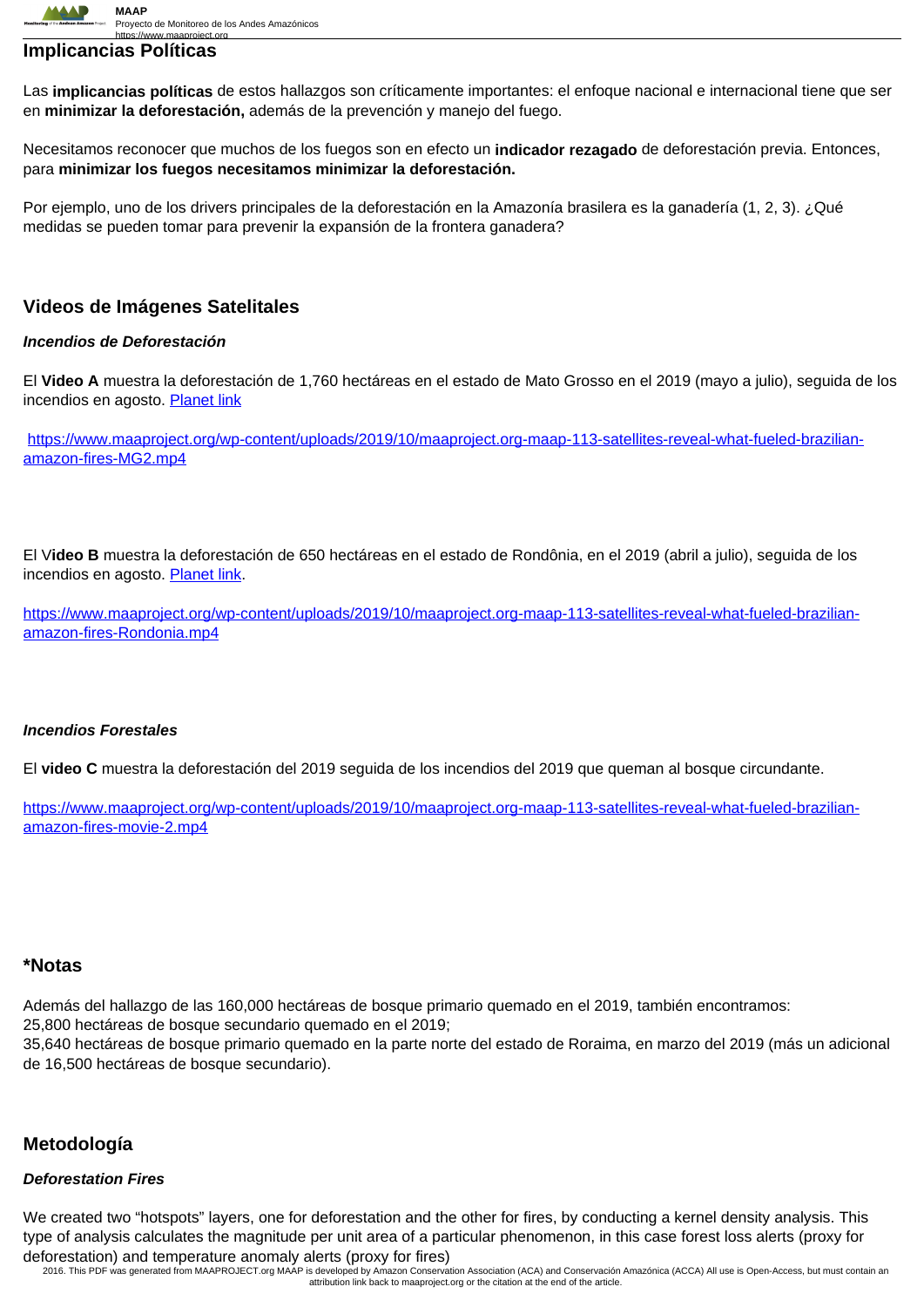## Implicancias Políticas

Las **implicancias políticas** de estos hallazgos son críticamente importantes: el enfoque nacional e internacional tiene que ser en **minimizar la deforestación,** además de la prevención y manejo del fuego.

Necesitamos reconocer que muchos de los fuegos son en efecto un **indicador rezagado** de deforestación previa. Entonces, para **minimizar los fuegos necesitamos minimizar la deforestación.**

Por ejemplo, uno de los drivers principales de la deforestación en la Amazonía brasilera es la ganadería (1, 2, 3). ¿Qué medidas se pueden tomar para prevenir la expansión de la frontera ganadera?

## Videos de Imágenes Satelitales

### *Incendios de Deforestación*

El **Video A** muestra la deforestación de 1,760 hectáreas en el estado de Mato Grosso en el 2019 (mayo a julio), seguida de los incendios en agosto. Planet link

https://www.maaproject.org/wp-content/uploads/2019/10/maaproject.org-maap-113-satellites-reveal-what-fueled-brazilian-amazon-fires-MG2.mp4

El V**ideo B** muestra la deforestación de 650 hectáreas en el estado de Rondônia, en el 2019 (abril a julio), seguida de los incendios en agosto. Planet link.

https://www.maaproject.org/wp-content/uploads/2019/10/maaproject.org-maap-113-satellites-reveal-what-fueled-brazilian-amazon-fires-Rondonia.mp4

### *Incendios Forestales*

El **video C** muestra la deforestación del 2019 seguida de los incendios del 2019 que queman al bosque circundante.

https://www.maaproject.org/wp-content/uploads/2019/10/maaproject.org-maap-113-satellites-reveal-what-fueled-brazilian-amazon-fires-movie-2.mp4

## *Notas

Además del hallazgo de las 160,000 hectáreas de bosque primario quemado en el 2019, también encontramos:
25,800 hectáreas de bosque secundario quemado en el 2019;
35,640 hectáreas de bosque primario quemado en la parte norte del estado de Roraima, en marzo del 2019 (más un adicional de 16,500 hectáreas de bosque secundario).

## Metodología

### *Deforestation Fires*

We created two "hotspots" layers, one for deforestation and the other for fires, by conducting a kernel density analysis. This type of analysis calculates the magnitude per unit area of a particular phenomenon, in this case forest loss alerts (proxy for deforestation) and temperature anomaly alerts (proxy for fires)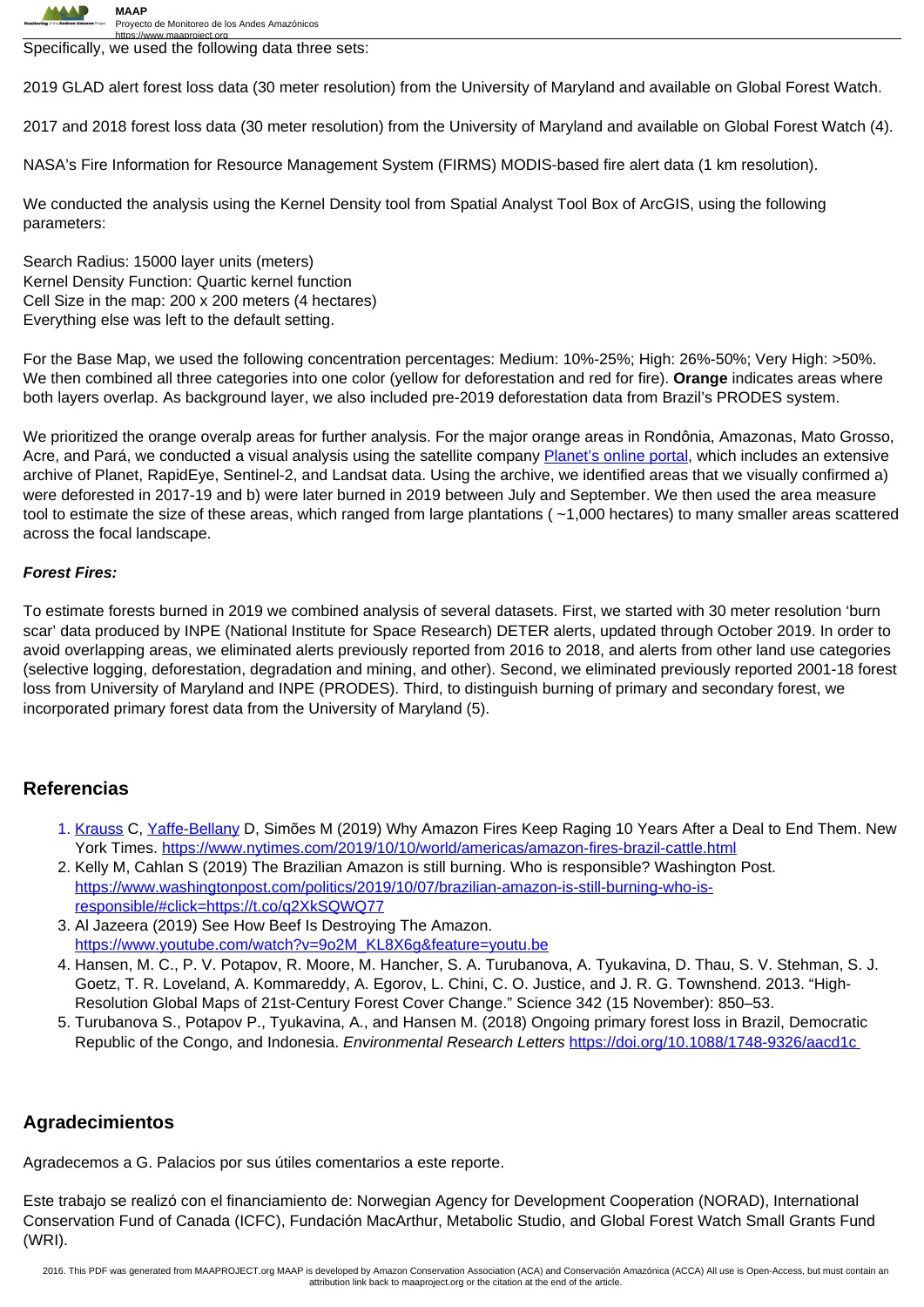Specifically, we used the following data three sets:

2019 GLAD alert forest loss data (30 meter resolution) from the University of Maryland and available on Global Forest Watch.

2017 and 2018 forest loss data (30 meter resolution) from the University of Maryland and available on Global Forest Watch (4).

NASA's Fire Information for Resource Management System (FIRMS) MODIS-based fire alert data (1 km resolution).

We conducted the analysis using the Kernel Density tool from Spatial Analyst Tool Box of ArcGIS, using the following parameters:

Search Radius: 15000 layer units (meters)
Kernel Density Function: Quartic kernel function
Cell Size in the map: 200 x 200 meters (4 hectares)
Everything else was left to the default setting.

For the Base Map, we used the following concentration percentages: Medium: 10%-25%; High: 26%-50%; Very High: >50%. We then combined all three categories into one color (yellow for deforestation and red for fire). **Orange** indicates areas where both layers overlap. As background layer, we also included pre-2019 deforestation data from Brazil's PRODES system.

We prioritized the orange overalp areas for further analysis. For the major orange areas in Rondônia, Amazonas, Mato Grosso, Acre, and Pará, we conducted a visual analysis using the satellite company Planet's online portal, which includes an extensive archive of Planet, RapidEye, Sentinel-2, and Landsat data. Using the archive, we identified areas that we visually confirmed a) were deforested in 2017-19 and b) were later burned in 2019 between July and September. We then used the area measure tool to estimate the size of these areas, which ranged from large plantations ( ~1,000 hectares) to many smaller areas scattered across the focal landscape.

***Forest Fires:***

To estimate forests burned in 2019 we combined analysis of several datasets. First, we started with 30 meter resolution 'burn scar' data produced by INPE (National Institute for Space Research) DETER alerts, updated through October 2019. In order to avoid overlapping areas, we eliminated alerts previously reported from 2016 to 2018, and alerts from other land use categories (selective logging, deforestation, degradation and mining, and other). Second, we eliminated previously reported 2001-18 forest loss from University of Maryland and INPE (PRODES). Third, to distinguish burning of primary and secondary forest, we incorporated primary forest data from the University of Maryland (5).

## Referencias

1. Krauss C, Yaffe-Bellany D, Simões M (2019) Why Amazon Fires Keep Raging 10 Years After a Deal to End Them. New York Times. https://www.nytimes.com/2019/10/10/world/americas/amazon-fires-brazil-cattle.html
2. Kelly M, Cahlan S (2019) The Brazilian Amazon is still burning. Who is responsible? Washington Post. https://www.washingtonpost.com/politics/2019/10/07/brazilian-amazon-is-still-burning-who-is-responsible/#click=https://t.co/q2XkSQWQ77
3. Al Jazeera (2019) See How Beef Is Destroying The Amazon. https://www.youtube.com/watch?v=9o2M_KL8X6g&feature=youtu.be
4. Hansen, M. C., P. V. Potapov, R. Moore, M. Hancher, S. A. Turubanova, A. Tyukavina, D. Thau, S. V. Stehman, S. J. Goetz, T. R. Loveland, A. Kommareddy, A. Egorov, L. Chini, C. O. Justice, and J. R. G. Townshend. 2013. "High-Resolution Global Maps of 21st-Century Forest Cover Change." Science 342 (15 November): 850–53.
5. Turubanova S., Potapov P., Tyukavina, A., and Hansen M. (2018) Ongoing primary forest loss in Brazil, Democratic Republic of the Congo, and Indonesia. *Environmental Research Letters* https://doi.org/10.1088/1748-9326/aacd1c

## Agradecimientos

Agradecemos a G. Palacios por sus útiles comentarios a este reporte.

Este trabajo se realizó con el financiamiento de: Norwegian Agency for Development Cooperation (NORAD), International Conservation Fund of Canada (ICFC), Fundación MacArthur, Metabolic Studio, and Global Forest Watch Small Grants Fund (WRI).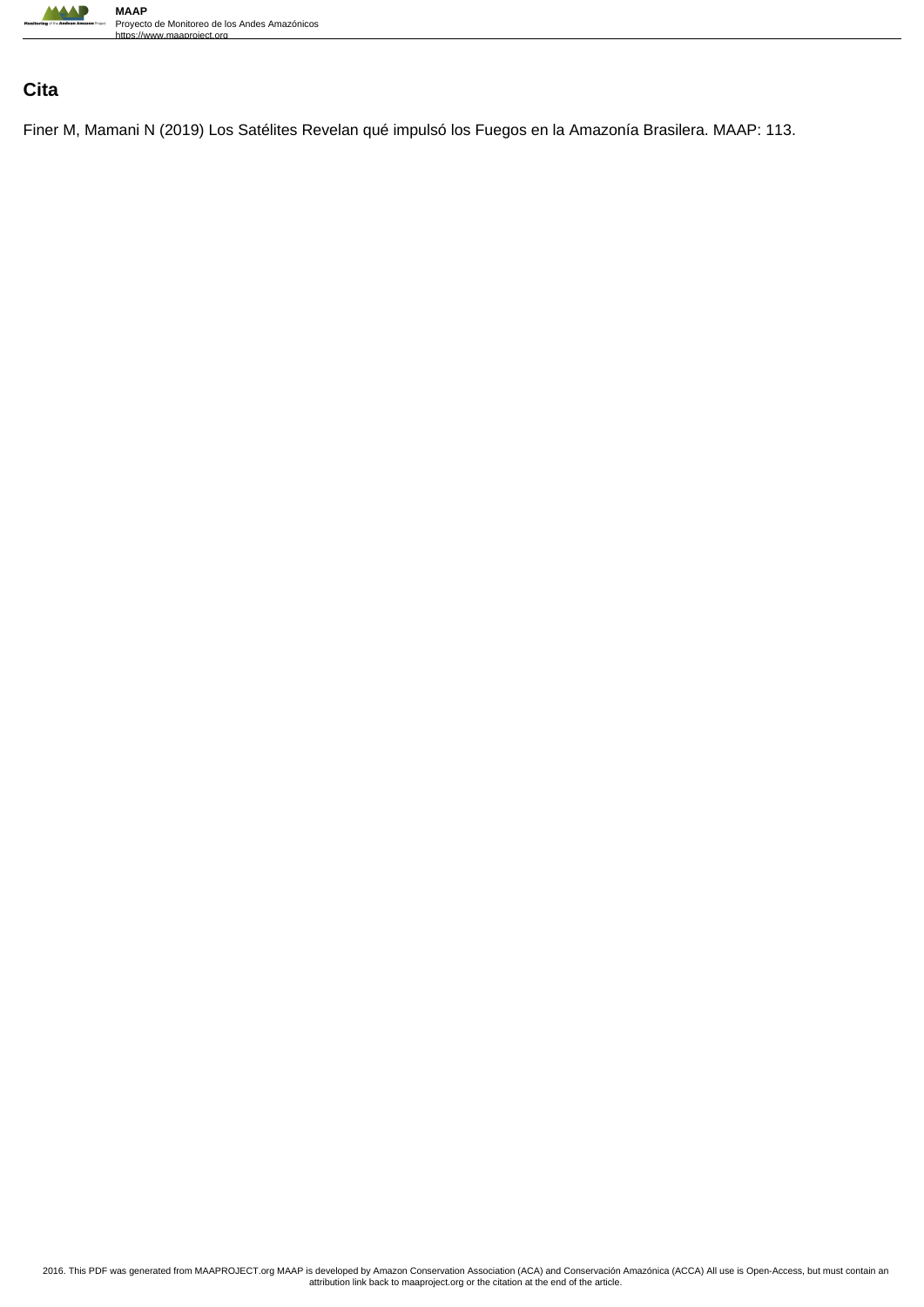## Cita

Finer M, Mamani N (2019) Los Satélites Revelan qué impulsó los Fuegos en la Amazonía Brasilera. MAAP: 113.